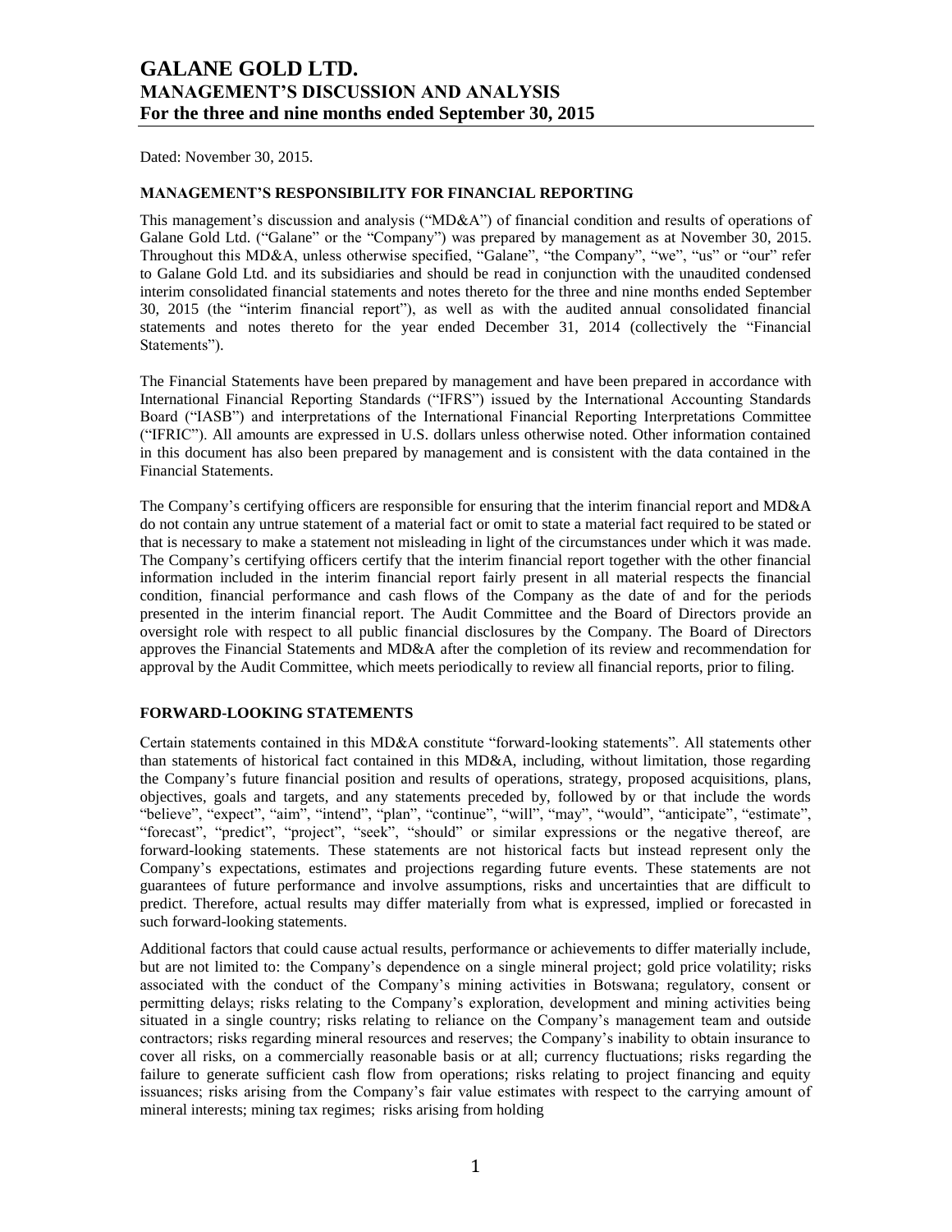# GALANE GOLD LTD.
# MANAGEMENT'S DISCUSSION AND ANALYSIS
## For the three and nine months ended September 30, 2015

Dated: November 30, 2015.

### MANAGEMENT'S RESPONSIBILITY FOR FINANCIAL REPORTING

This management's discussion and analysis ("MD&A") of financial condition and results of operations of Galane Gold Ltd. ("Galane" or the "Company") was prepared by management as at November 30, 2015. Throughout this MD&A, unless otherwise specified, "Galane", "the Company", "we", "us" or "our" refer to Galane Gold Ltd. and its subsidiaries and should be read in conjunction with the unaudited condensed interim consolidated financial statements and notes thereto for the three and nine months ended September 30, 2015 (the "interim financial report"), as well as with the audited annual consolidated financial statements and notes thereto for the year ended December 31, 2014 (collectively the "Financial Statements").

The Financial Statements have been prepared by management and have been prepared in accordance with International Financial Reporting Standards ("IFRS") issued by the International Accounting Standards Board ("IASB") and interpretations of the International Financial Reporting Interpretations Committee ("IFRIC"). All amounts are expressed in U.S. dollars unless otherwise noted. Other information contained in this document has also been prepared by management and is consistent with the data contained in the Financial Statements.

The Company's certifying officers are responsible for ensuring that the interim financial report and MD&A do not contain any untrue statement of a material fact or omit to state a material fact required to be stated or that is necessary to make a statement not misleading in light of the circumstances under which it was made. The Company's certifying officers certify that the interim financial report together with the other financial information included in the interim financial report fairly present in all material respects the financial condition, financial performance and cash flows of the Company as the date of and for the periods presented in the interim financial report. The Audit Committee and the Board of Directors provide an oversight role with respect to all public financial disclosures by the Company. The Board of Directors approves the Financial Statements and MD&A after the completion of its review and recommendation for approval by the Audit Committee, which meets periodically to review all financial reports, prior to filing.

### FORWARD-LOOKING STATEMENTS

Certain statements contained in this MD&A constitute "forward-looking statements". All statements other than statements of historical fact contained in this MD&A, including, without limitation, those regarding the Company's future financial position and results of operations, strategy, proposed acquisitions, plans, objectives, goals and targets, and any statements preceded by, followed by or that include the words "believe", "expect", "aim", "intend", "plan", "continue", "will", "may", "would", "anticipate", "estimate", "forecast", "predict", "project", "seek", "should" or similar expressions or the negative thereof, are forward-looking statements. These statements are not historical facts but instead represent only the Company's expectations, estimates and projections regarding future events. These statements are not guarantees of future performance and involve assumptions, risks and uncertainties that are difficult to predict. Therefore, actual results may differ materially from what is expressed, implied or forecasted in such forward-looking statements.

Additional factors that could cause actual results, performance or achievements to differ materially include, but are not limited to: the Company's dependence on a single mineral project; gold price volatility; risks associated with the conduct of the Company's mining activities in Botswana; regulatory, consent or permitting delays; risks relating to the Company's exploration, development and mining activities being situated in a single country; risks relating to reliance on the Company's management team and outside contractors; risks regarding mineral resources and reserves; the Company's inability to obtain insurance to cover all risks, on a commercially reasonable basis or at all; currency fluctuations; risks regarding the failure to generate sufficient cash flow from operations; risks relating to project financing and equity issuances; risks arising from the Company's fair value estimates with respect to the carrying amount of mineral interests; mining tax regimes; risks arising from holding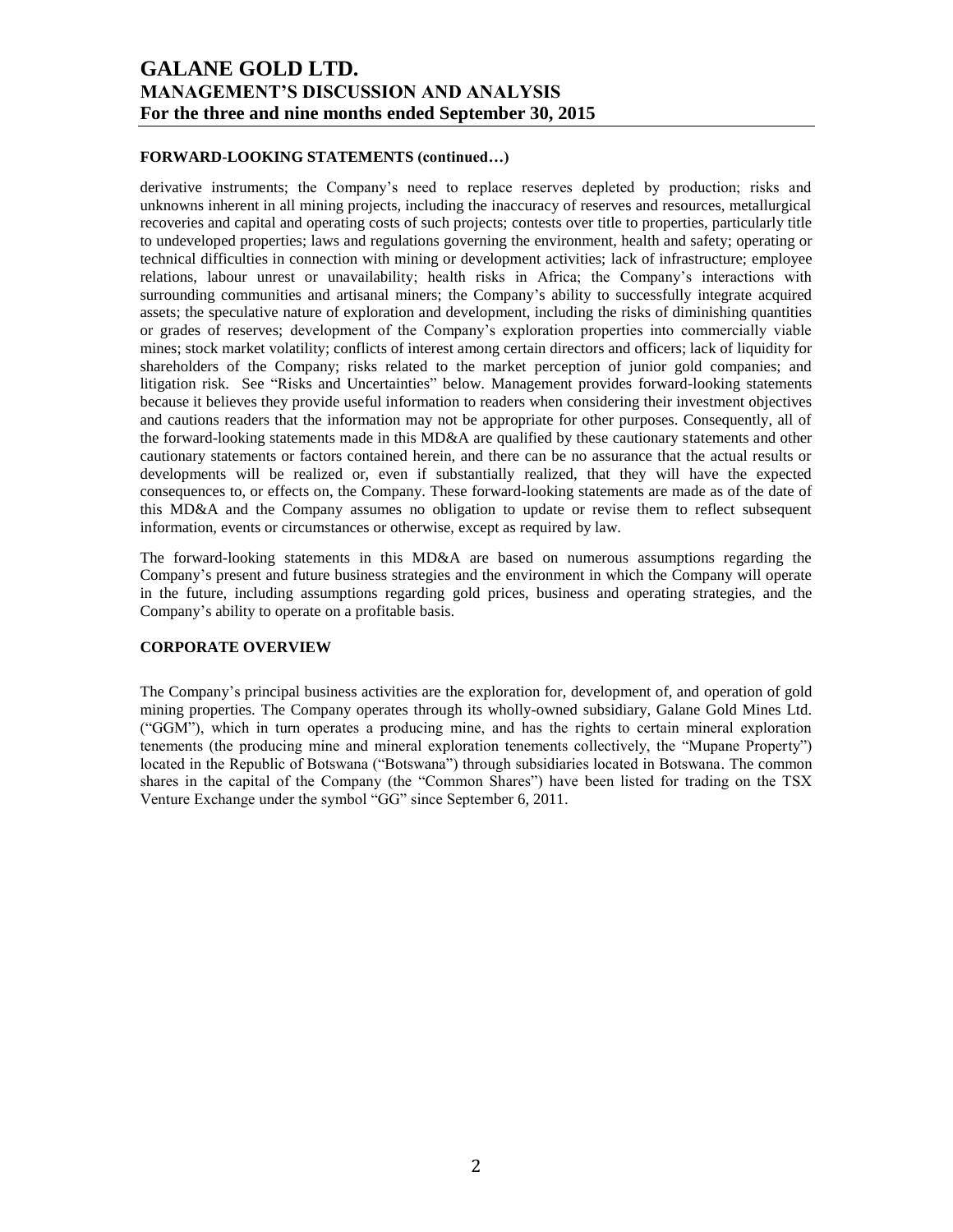#### FORWARD-LOOKING STATEMENTS (continued…)

derivative instruments; the Company's need to replace reserves depleted by production; risks and unknowns inherent in all mining projects, including the inaccuracy of reserves and resources, metallurgical recoveries and capital and operating costs of such projects; contests over title to properties, particularly title to undeveloped properties; laws and regulations governing the environment, health and safety; operating or technical difficulties in connection with mining or development activities; lack of infrastructure; employee relations, labour unrest or unavailability; health risks in Africa; the Company's interactions with surrounding communities and artisanal miners; the Company's ability to successfully integrate acquired assets; the speculative nature of exploration and development, including the risks of diminishing quantities or grades of reserves; development of the Company's exploration properties into commercially viable mines; stock market volatility; conflicts of interest among certain directors and officers; lack of liquidity for shareholders of the Company; risks related to the market perception of junior gold companies; and litigation risk. See "Risks and Uncertainties" below. Management provides forward-looking statements because it believes they provide useful information to readers when considering their investment objectives and cautions readers that the information may not be appropriate for other purposes. Consequently, all of the forward-looking statements made in this MD&A are qualified by these cautionary statements and other cautionary statements or factors contained herein, and there can be no assurance that the actual results or developments will be realized or, even if substantially realized, that they will have the expected consequences to, or effects on, the Company. These forward-looking statements are made as of the date of this MD&A and the Company assumes no obligation to update or revise them to reflect subsequent information, events or circumstances or otherwise, except as required by law.

The forward-looking statements in this MD&A are based on numerous assumptions regarding the Company's present and future business strategies and the environment in which the Company will operate in the future, including assumptions regarding gold prices, business and operating strategies, and the Company's ability to operate on a profitable basis.

#### CORPORATE OVERVIEW

The Company's principal business activities are the exploration for, development of, and operation of gold mining properties. The Company operates through its wholly-owned subsidiary, Galane Gold Mines Ltd. ("GGM"), which in turn operates a producing mine, and has the rights to certain mineral exploration tenements (the producing mine and mineral exploration tenements collectively, the "Mupane Property") located in the Republic of Botswana ("Botswana") through subsidiaries located in Botswana. The common shares in the capital of the Company (the "Common Shares") have been listed for trading on the TSX Venture Exchange under the symbol "GG" since September 6, 2011.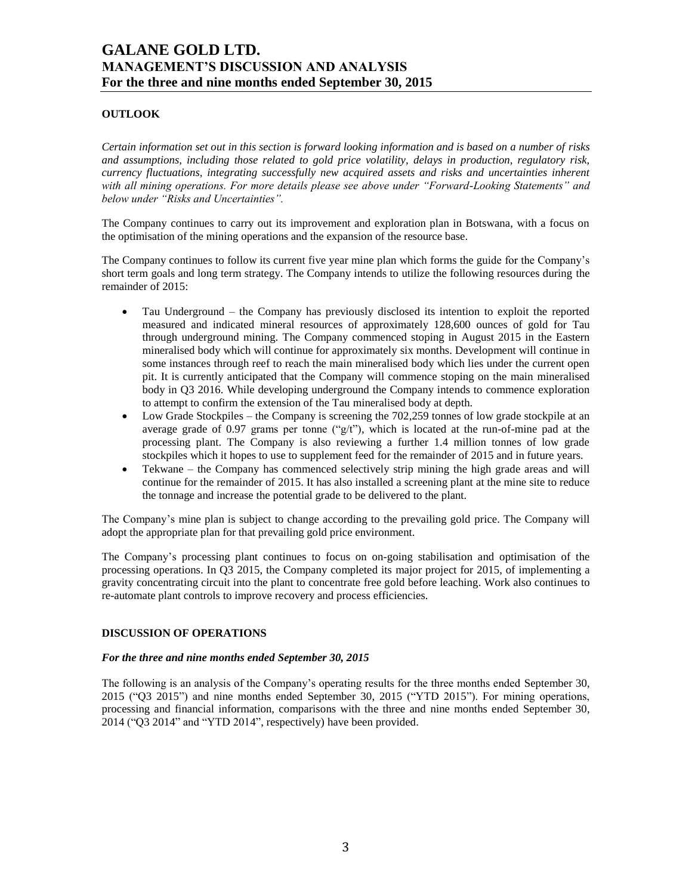## OUTLOOK

*Certain information set out in this section is forward looking information and is based on a number of risks and assumptions, including those related to gold price volatility, delays in production, regulatory risk, currency fluctuations, integrating successfully new acquired assets and risks and uncertainties inherent with all mining operations. For more details please see above under "Forward-Looking Statements" and below under "Risks and Uncertainties".*

The Company continues to carry out its improvement and exploration plan in Botswana, with a focus on the optimisation of the mining operations and the expansion of the resource base.

The Company continues to follow its current five year mine plan which forms the guide for the Company's short term goals and long term strategy. The Company intends to utilize the following resources during the remainder of 2015:

- Tau Underground – the Company has previously disclosed its intention to exploit the reported measured and indicated mineral resources of approximately 128,600 ounces of gold for Tau through underground mining. The Company commenced stoping in August 2015 in the Eastern mineralised body which will continue for approximately six months. Development will continue in some instances through reef to reach the main mineralised body which lies under the current open pit. It is currently anticipated that the Company will commence stoping on the main mineralised body in Q3 2016. While developing underground the Company intends to commence exploration to attempt to confirm the extension of the Tau mineralised body at depth.
- Low Grade Stockpiles – the Company is screening the 702,259 tonnes of low grade stockpile at an average grade of 0.97 grams per tonne ("g/t"), which is located at the run-of-mine pad at the processing plant. The Company is also reviewing a further 1.4 million tonnes of low grade stockpiles which it hopes to use to supplement feed for the remainder of 2015 and in future years.
- Tekwane – the Company has commenced selectively strip mining the high grade areas and will continue for the remainder of 2015. It has also installed a screening plant at the mine site to reduce the tonnage and increase the potential grade to be delivered to the plant.

The Company's mine plan is subject to change according to the prevailing gold price. The Company will adopt the appropriate plan for that prevailing gold price environment.

The Company's processing plant continues to focus on on-going stabilisation and optimisation of the processing operations. In Q3 2015, the Company completed its major project for 2015, of implementing a gravity concentrating circuit into the plant to concentrate free gold before leaching. Work also continues to re-automate plant controls to improve recovery and process efficiencies.

## DISCUSSION OF OPERATIONS

### *For the three and nine months ended September 30, 2015*

The following is an analysis of the Company's operating results for the three months ended September 30, 2015 ("Q3 2015") and nine months ended September 30, 2015 ("YTD 2015"). For mining operations, processing and financial information, comparisons with the three and nine months ended September 30, 2014 ("Q3 2014" and "YTD 2014", respectively) have been provided.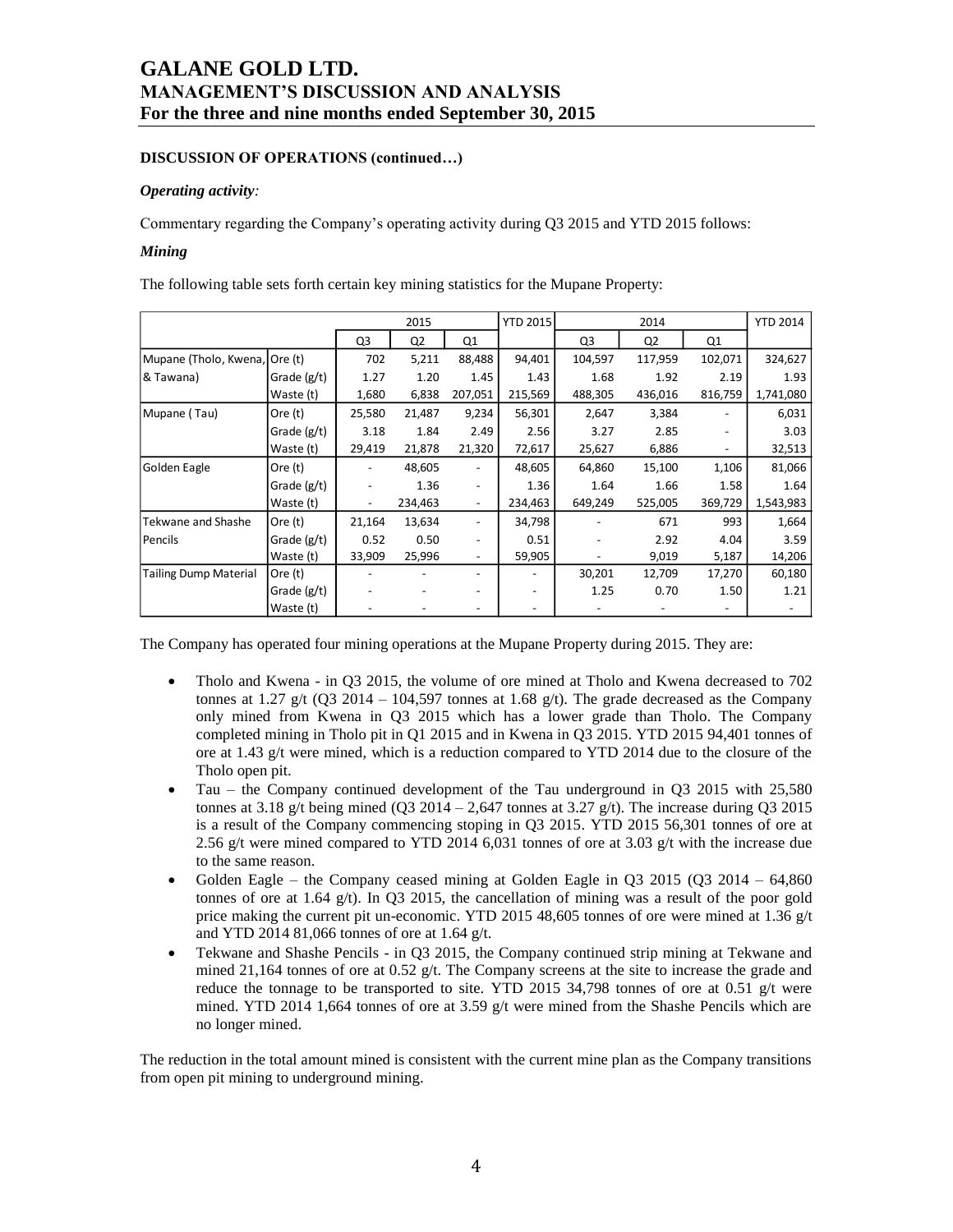### DISCUSSION OF OPERATIONS (continued…)

#### *Operating activity:*

Commentary regarding the Company's operating activity during Q3 2015 and YTD 2015 follows:

#### *Mining*

The following table sets forth certain key mining statistics for the Mupane Property:

| | | 2015 | | | YTD 2015 | 2014 | | | YTD 2014 |
|---|---|---|---|---|---|---|---|---|---|
| | | Q3 | Q2 | Q1 | | Q3 | Q2 | Q1 | |
| Mupane (Tholo, Kwena, & Tawana) | Ore (t) | 702 | 5,211 | 88,488 | 94,401 | 104,597 | 117,959 | 102,071 | 324,627 |
| | Grade (g/t) | 1.27 | 1.20 | 1.45 | 1.43 | 1.68 | 1.92 | 2.19 | 1.93 |
| | Waste (t) | 1,680 | 6,838 | 207,051 | 215,569 | 488,305 | 436,016 | 816,759 | 1,741,080 |
| Mupane ( Tau) | Ore (t) | 25,580 | 21,487 | 9,234 | 56,301 | 2,647 | 3,384 | - | 6,031 |
| | Grade (g/t) | 3.18 | 1.84 | 2.49 | 2.56 | 3.27 | 2.85 | - | 3.03 |
| | Waste (t) | 29,419 | 21,878 | 21,320 | 72,617 | 25,627 | 6,886 | - | 32,513 |
| Golden Eagle | Ore (t) | - | 48,605 | - | 48,605 | 64,860 | 15,100 | 1,106 | 81,066 |
| | Grade (g/t) | - | 1.36 | - | 1.36 | 1.64 | 1.66 | 1.58 | 1.64 |
| | Waste (t) | - | 234,463 | - | 234,463 | 649,249 | 525,005 | 369,729 | 1,543,983 |
| Tekwane and Shashe Pencils | Ore (t) | 21,164 | 13,634 | - | 34,798 | - | 671 | 993 | 1,664 |
| | Grade (g/t) | 0.52 | 0.50 | - | 0.51 | - | 2.92 | 4.04 | 3.59 |
| | Waste (t) | 33,909 | 25,996 | - | 59,905 | - | 9,019 | 5,187 | 14,206 |
| Tailing Dump Material | Ore (t) | - | - | - | - | 30,201 | 12,709 | 17,270 | 60,180 |
| | Grade (g/t) | - | - | - | - | 1.25 | 0.70 | 1.50 | 1.21 |
| | Waste (t) | - | - | - | - | - | - | - | - |

The Company has operated four mining operations at the Mupane Property during 2015. They are:

- Tholo and Kwena - in Q3 2015, the volume of ore mined at Tholo and Kwena decreased to 702 tonnes at 1.27 g/t (Q3 2014 – 104,597 tonnes at 1.68 g/t). The grade decreased as the Company only mined from Kwena in Q3 2015 which has a lower grade than Tholo. The Company completed mining in Tholo pit in Q1 2015 and in Kwena in Q3 2015. YTD 2015 94,401 tonnes of ore at 1.43 g/t were mined, which is a reduction compared to YTD 2014 due to the closure of the Tholo open pit.
- Tau – the Company continued development of the Tau underground in Q3 2015 with 25,580 tonnes at 3.18 g/t being mined (Q3 2014 – 2,647 tonnes at 3.27 g/t). The increase during Q3 2015 is a result of the Company commencing stoping in Q3 2015. YTD 2015 56,301 tonnes of ore at 2.56 g/t were mined compared to YTD 2014 6,031 tonnes of ore at 3.03 g/t with the increase due to the same reason.
- Golden Eagle – the Company ceased mining at Golden Eagle in Q3 2015 (Q3 2014 – 64,860 tonnes of ore at 1.64 g/t). In Q3 2015, the cancellation of mining was a result of the poor gold price making the current pit un-economic. YTD 2015 48,605 tonnes of ore were mined at 1.36 g/t and YTD 2014 81,066 tonnes of ore at 1.64 g/t.
- Tekwane and Shashe Pencils - in Q3 2015, the Company continued strip mining at Tekwane and mined 21,164 tonnes of ore at 0.52 g/t. The Company screens at the site to increase the grade and reduce the tonnage to be transported to site. YTD 2015 34,798 tonnes of ore at 0.51 g/t were mined. YTD 2014 1,664 tonnes of ore at 3.59 g/t were mined from the Shashe Pencils which are no longer mined.

The reduction in the total amount mined is consistent with the current mine plan as the Company transitions from open pit mining to underground mining.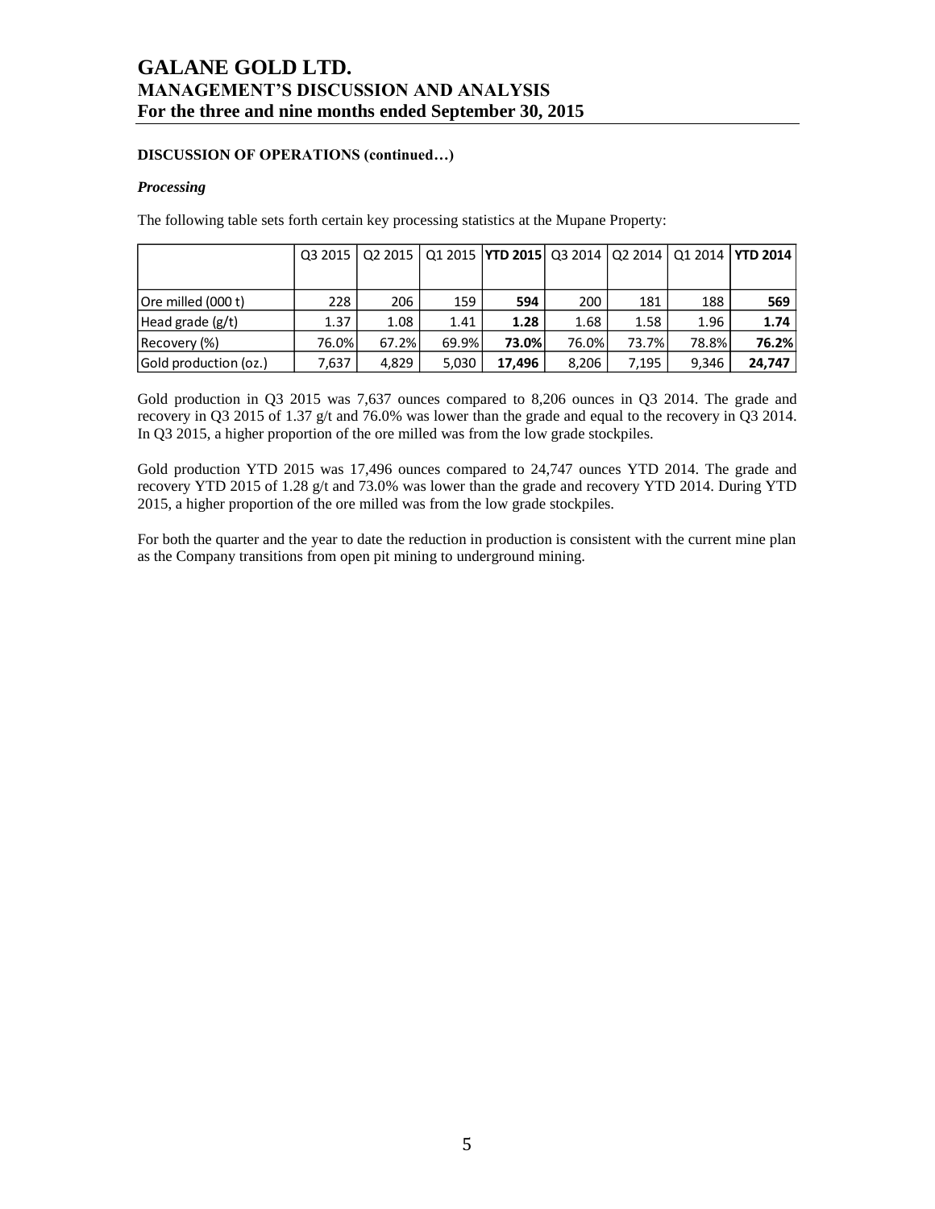**DISCUSSION OF OPERATIONS (continued…)**

***Processing***

The following table sets forth certain key processing statistics at the Mupane Property:

| | Q3 2015 | Q2 2015 | Q1 2015 | **YTD 2015** | Q3 2014 | Q2 2014 | Q1 2014 | **YTD 2014** |
|---|---|---|---|---|---|---|---|---|
| Ore milled (000 t) | 228 | 206 | 159 | **594** | 200 | 181 | 188 | **569** |
| Head grade (g/t) | 1.37 | 1.08 | 1.41 | **1.28** | 1.68 | 1.58 | 1.96 | **1.74** |
| Recovery (%) | 76.0% | 67.2% | 69.9% | **73.0%** | 76.0% | 73.7% | 78.8% | **76.2%** |
| Gold production (oz.) | 7,637 | 4,829 | 5,030 | **17,496** | 8,206 | 7,195 | 9,346 | **24,747** |

Gold production in Q3 2015 was 7,637 ounces compared to 8,206 ounces in Q3 2014. The grade and recovery in Q3 2015 of 1.37 g/t and 76.0% was lower than the grade and equal to the recovery in Q3 2014. In Q3 2015, a higher proportion of the ore milled was from the low grade stockpiles.

Gold production YTD 2015 was 17,496 ounces compared to 24,747 ounces YTD 2014. The grade and recovery YTD 2015 of 1.28 g/t and 73.0% was lower than the grade and recovery YTD 2014. During YTD 2015, a higher proportion of the ore milled was from the low grade stockpiles.

For both the quarter and the year to date the reduction in production is consistent with the current mine plan as the Company transitions from open pit mining to underground mining.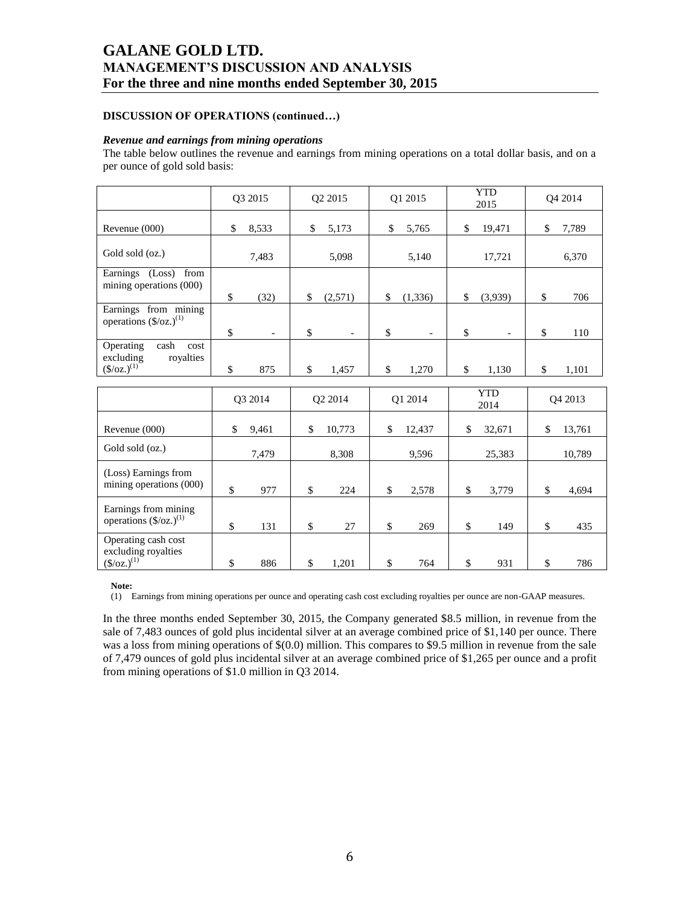**DISCUSSION OF OPERATIONS (continued…)**

***Revenue and earnings from mining operations***

The table below outlines the revenue and earnings from mining operations on a total dollar basis, and on a per ounce of gold sold basis:

| | Q3 2015 | Q2 2015 | Q1 2015 | YTD 2015 | Q4 2014 |
|---|---|---|---|---|---|
| Revenue (000) | $ 8,533 | $ 5,173 | $ 5,765 | $ 19,471 | $ 7,789 |
| Gold sold (oz.) | 7,483 | 5,098 | 5,140 | 17,721 | 6,370 |
| Earnings (Loss) from mining operations (000) | $ (32) | $ (2,571) | $ (1,336) | $ (3,939) | $ 706 |
| Earnings from mining operations ($/oz.)[(1)] | $ - | $ - | $ - | $ - | $ 110 |
| Operating cash cost excluding royalties ($/oz.)[(1)] | $ 875 | $ 1,457 | $ 1,270 | $ 1,130 | $ 1,101 |

| | Q3 2014 | Q2 2014 | Q1 2014 | YTD 2014 | Q4 2013 |
|---|---|---|---|---|---|
| Revenue (000) | $ 9,461 | $ 10,773 | $ 12,437 | $ 32,671 | $ 13,761 |
| Gold sold (oz.) | 7,479 | 8,308 | 9,596 | 25,383 | 10,789 |
| (Loss) Earnings from mining operations (000) | $ 977 | $ 224 | $ 2,578 | $ 3,779 | $ 4,694 |
| Earnings from mining operations ($/oz.)[(1)] | $ 131 | $ 27 | $ 269 | $ 149 | $ 435 |
| Operating cash cost excluding royalties ($/oz.)[(1)] | $ 886 | $ 1,201 | $ 764 | $ 931 | $ 786 |

**Note:**

(1) Earnings from mining operations per ounce and operating cash cost excluding royalties per ounce are non-GAAP measures.

In the three months ended September 30, 2015, the Company generated $8.5 million, in revenue from the sale of 7,483 ounces of gold plus incidental silver at an average combined price of $1,140 per ounce. There was a loss from mining operations of $(0.0) million. This compares to $9.5 million in revenue from the sale of 7,479 ounces of gold plus incidental silver at an average combined price of $1,265 per ounce and a profit from mining operations of $1.0 million in Q3 2014.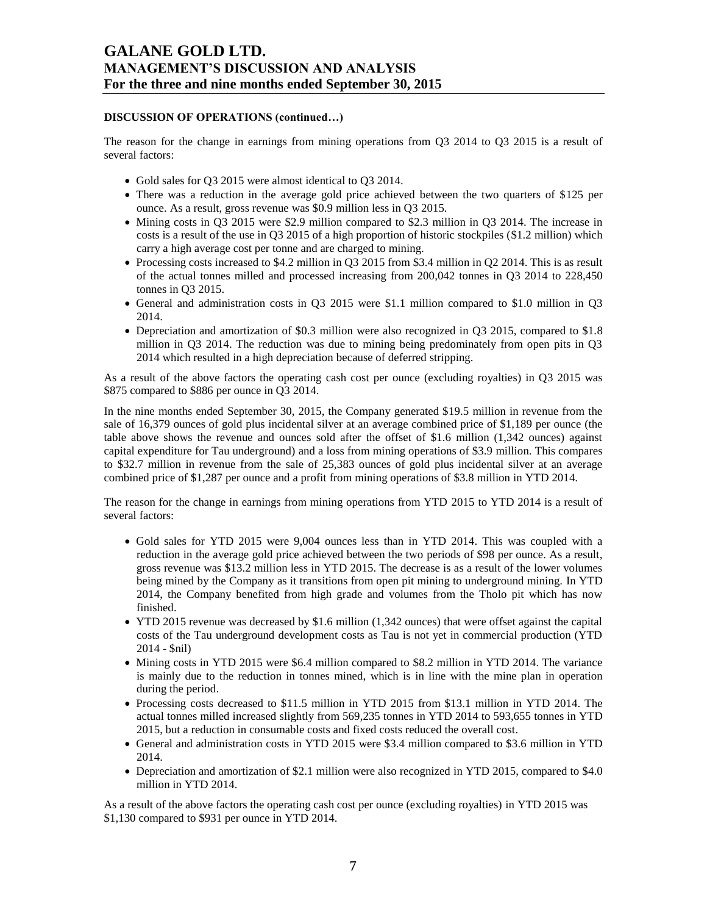**DISCUSSION OF OPERATIONS (continued…)**

The reason for the change in earnings from mining operations from Q3 2014 to Q3 2015 is a result of several factors:

- Gold sales for Q3 2015 were almost identical to Q3 2014.
- There was a reduction in the average gold price achieved between the two quarters of $125 per ounce. As a result, gross revenue was $0.9 million less in Q3 2015.
- Mining costs in Q3 2015 were $2.9 million compared to $2.3 million in Q3 2014. The increase in costs is a result of the use in Q3 2015 of a high proportion of historic stockpiles ($1.2 million) which carry a high average cost per tonne and are charged to mining.
- Processing costs increased to $4.2 million in Q3 2015 from $3.4 million in Q2 2014. This is as result of the actual tonnes milled and processed increasing from 200,042 tonnes in Q3 2014 to 228,450 tonnes in Q3 2015.
- General and administration costs in Q3 2015 were $1.1 million compared to $1.0 million in Q3 2014.
- Depreciation and amortization of $0.3 million were also recognized in Q3 2015, compared to $1.8 million in Q3 2014. The reduction was due to mining being predominately from open pits in Q3 2014 which resulted in a high depreciation because of deferred stripping.

As a result of the above factors the operating cash cost per ounce (excluding royalties) in Q3 2015 was $875 compared to $886 per ounce in Q3 2014.

In the nine months ended September 30, 2015, the Company generated $19.5 million in revenue from the sale of 16,379 ounces of gold plus incidental silver at an average combined price of $1,189 per ounce (the table above shows the revenue and ounces sold after the offset of $1.6 million (1,342 ounces) against capital expenditure for Tau underground) and a loss from mining operations of $3.9 million. This compares to $32.7 million in revenue from the sale of 25,383 ounces of gold plus incidental silver at an average combined price of $1,287 per ounce and a profit from mining operations of $3.8 million in YTD 2014.

The reason for the change in earnings from mining operations from YTD 2015 to YTD 2014 is a result of several factors:

- Gold sales for YTD 2015 were 9,004 ounces less than in YTD 2014. This was coupled with a reduction in the average gold price achieved between the two periods of $98 per ounce. As a result, gross revenue was $13.2 million less in YTD 2015. The decrease is as a result of the lower volumes being mined by the Company as it transitions from open pit mining to underground mining. In YTD 2014, the Company benefited from high grade and volumes from the Tholo pit which has now finished.
- YTD 2015 revenue was decreased by $1.6 million (1,342 ounces) that were offset against the capital costs of the Tau underground development costs as Tau is not yet in commercial production (YTD 2014 - $nil)
- Mining costs in YTD 2015 were $6.4 million compared to $8.2 million in YTD 2014. The variance is mainly due to the reduction in tonnes mined, which is in line with the mine plan in operation during the period.
- Processing costs decreased to $11.5 million in YTD 2015 from $13.1 million in YTD 2014. The actual tonnes milled increased slightly from 569,235 tonnes in YTD 2014 to 593,655 tonnes in YTD 2015, but a reduction in consumable costs and fixed costs reduced the overall cost.
- General and administration costs in YTD 2015 were $3.4 million compared to $3.6 million in YTD 2014.
- Depreciation and amortization of $2.1 million were also recognized in YTD 2015, compared to $4.0 million in YTD 2014.

As a result of the above factors the operating cash cost per ounce (excluding royalties) in YTD 2015 was $1,130 compared to $931 per ounce in YTD 2014.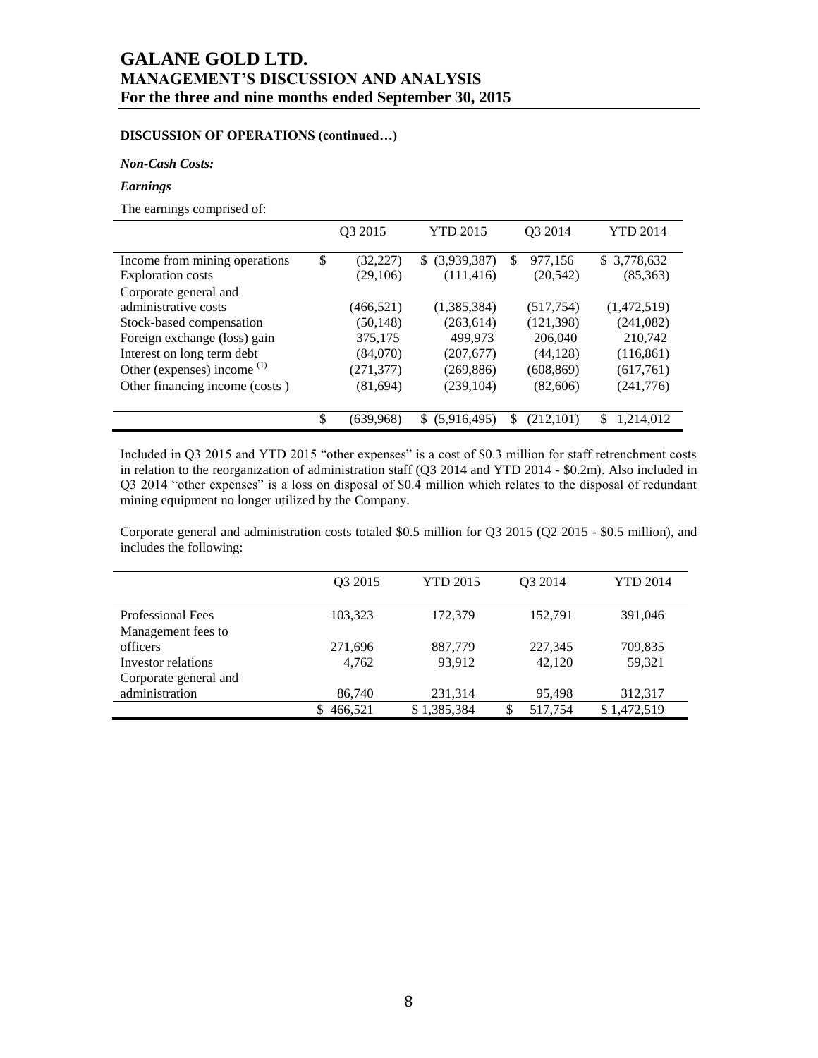**DISCUSSION OF OPERATIONS (continued…)**

***Non-Cash Costs:***

***Earnings***

The earnings comprised of:

| | Q3 2015 | YTD 2015 | Q3 2014 | YTD 2014 |
|---|---|---|---|---|
| Income from mining operations | $ (32,227) | $ (3,939,387) | $ 977,156 | $ 3,778,632 |
| Exploration costs | (29,106) | (111,416) | (20,542) | (85,363) |
| Corporate general and administrative costs | (466,521) | (1,385,384) | (517,754) | (1,472,519) |
| Stock-based compensation | (50,148) | (263,614) | (121,398) | (241,082) |
| Foreign exchange (loss) gain | 375,175 | 499,973 | 206,040 | 210,742 |
| Interest on long term debt | (84,070) | (207,677) | (44,128) | (116,861) |
| Other (expenses) income [(1)] | (271,377) | (269,886) | (608,869) | (617,761) |
| Other financing income (costs ) | (81,694) | (239,104) | (82,606) | (241,776) |
| | $ (639,968) | $ (5,916,495) | $ (212,101) | $ 1,214,012 |

Included in Q3 2015 and YTD 2015 "other expenses" is a cost of $0.3 million for staff retrenchment costs in relation to the reorganization of administration staff (Q3 2014 and YTD 2014 - $0.2m). Also included in Q3 2014 "other expenses" is a loss on disposal of $0.4 million which relates to the disposal of redundant mining equipment no longer utilized by the Company.

Corporate general and administration costs totaled $0.5 million for Q3 2015 (Q2 2015 - $0.5 million), and includes the following:

| | Q3 2015 | YTD 2015 | Q3 2014 | YTD 2014 |
|---|---|---|---|---|
| Professional Fees | 103,323 | 172,379 | 152,791 | 391,046 |
| Management fees to officers | 271,696 | 887,779 | 227,345 | 709,835 |
| Investor relations | 4,762 | 93,912 | 42,120 | 59,321 |
| Corporate general and administration | 86,740 | 231,314 | 95,498 | 312,317 |
| | $ 466,521 | $ 1,385,384 | $ 517,754 | $ 1,472,519 |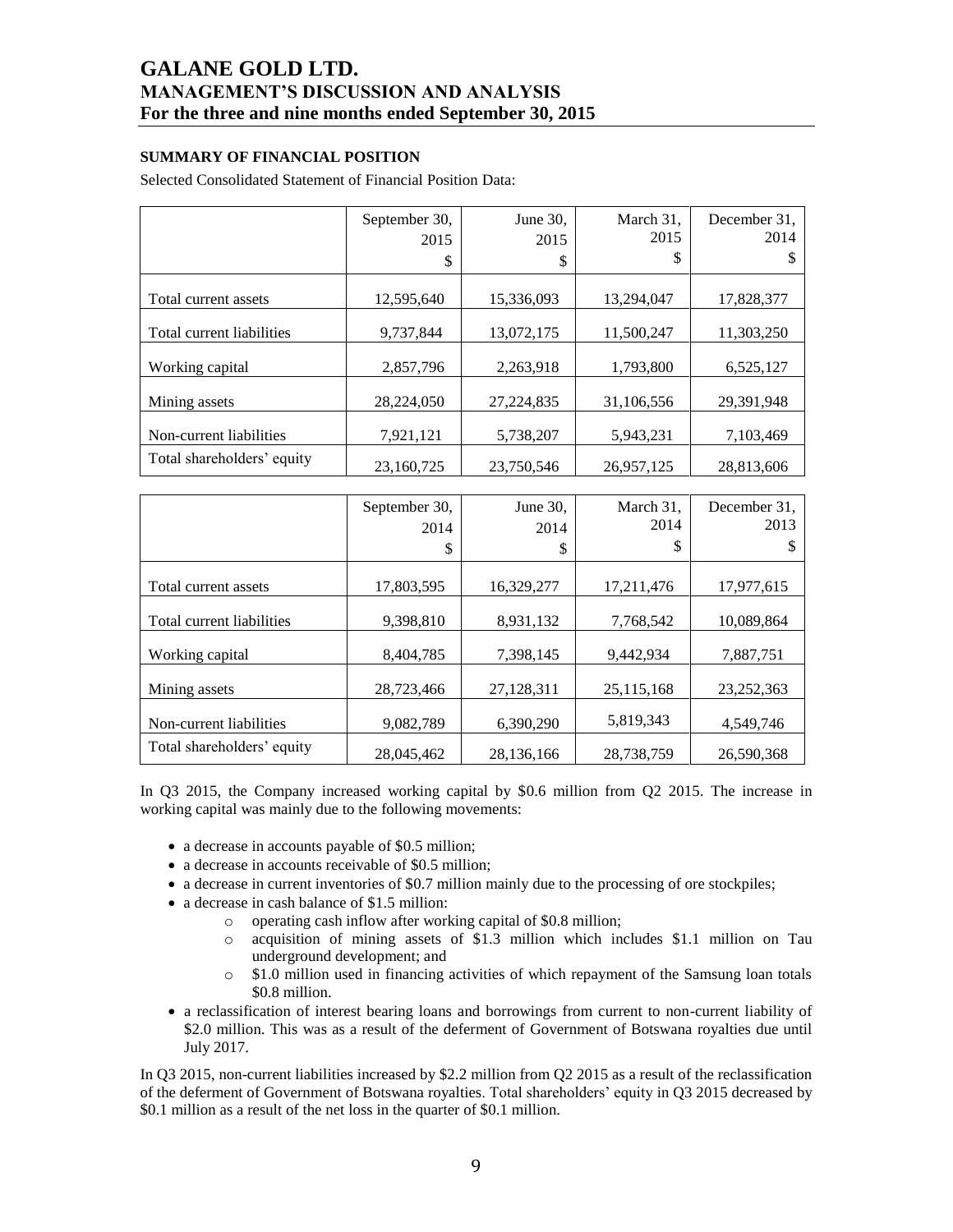## SUMMARY OF FINANCIAL POSITION

Selected Consolidated Statement of Financial Position Data:

| | September 30, 2015 $ | June 30, 2015 $ | March 31, 2015 $ | December 31, 2014 $ |
|---|---|---|---|---|
| Total current assets | 12,595,640 | 15,336,093 | 13,294,047 | 17,828,377 |
| Total current liabilities | 9,737,844 | 13,072,175 | 11,500,247 | 11,303,250 |
| Working capital | 2,857,796 | 2,263,918 | 1,793,800 | 6,525,127 |
| Mining assets | 28,224,050 | 27,224,835 | 31,106,556 | 29,391,948 |
| Non-current liabilities | 7,921,121 | 5,738,207 | 5,943,231 | 7,103,469 |
| Total shareholders' equity | 23,160,725 | 23,750,546 | 26,957,125 | 28,813,606 |

| | September 30, 2014 $ | June 30, 2014 $ | March 31, 2014 $ | December 31, 2013 $ |
|---|---|---|---|---|
| Total current assets | 17,803,595 | 16,329,277 | 17,211,476 | 17,977,615 |
| Total current liabilities | 9,398,810 | 8,931,132 | 7,768,542 | 10,089,864 |
| Working capital | 8,404,785 | 7,398,145 | 9,442,934 | 7,887,751 |
| Mining assets | 28,723,466 | 27,128,311 | 25,115,168 | 23,252,363 |
| Non-current liabilities | 9,082,789 | 6,390,290 | 5,819,343 | 4,549,746 |
| Total shareholders' equity | 28,045,462 | 28,136,166 | 28,738,759 | 26,590,368 |

In Q3 2015, the Company increased working capital by $0.6 million from Q2 2015. The increase in working capital was mainly due to the following movements:

- a decrease in accounts payable of $0.5 million;
- a decrease in accounts receivable of $0.5 million;
- a decrease in current inventories of $0.7 million mainly due to the processing of ore stockpiles;
- a decrease in cash balance of $1.5 million:
  - operating cash inflow after working capital of $0.8 million;
  - acquisition of mining assets of $1.3 million which includes $1.1 million on Tau underground development; and
  - $1.0 million used in financing activities of which repayment of the Samsung loan totals $0.8 million.
- a reclassification of interest bearing loans and borrowings from current to non-current liability of $2.0 million. This was as a result of the deferment of Government of Botswana royalties due until July 2017.

In Q3 2015, non-current liabilities increased by $2.2 million from Q2 2015 as a result of the reclassification of the deferment of Government of Botswana royalties. Total shareholders' equity in Q3 2015 decreased by $0.1 million as a result of the net loss in the quarter of $0.1 million.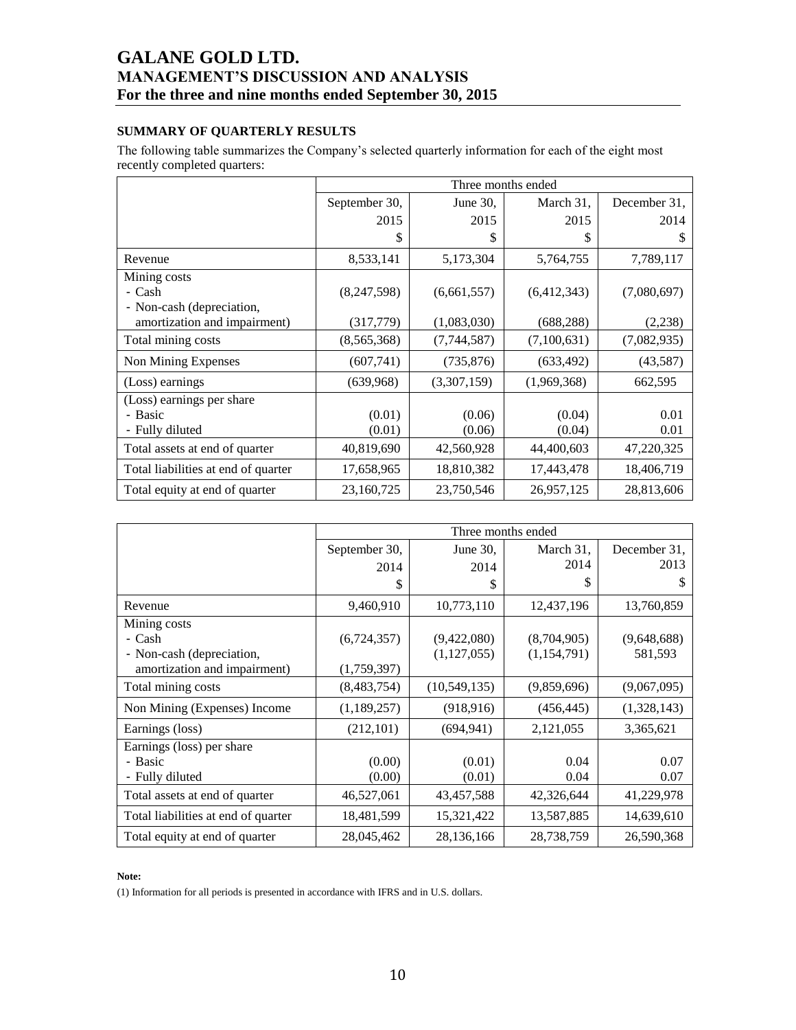## SUMMARY OF QUARTERLY RESULTS

The following table summarizes the Company's selected quarterly information for each of the eight most recently completed quarters:

| | Three months ended | | | |
|---|---|---|---|---|
| | September 30, 2015 $ | June 30, 2015 $ | March 31, 2015 $ | December 31, 2014 $ |
| Revenue | 8,533,141 | 5,173,304 | 5,764,755 | 7,789,117 |
| Mining costs | | | | |
| - Cash | (8,247,598) | (6,661,557) | (6,412,343) | (7,080,697) |
| - Non-cash (depreciation, amortization and impairment) | (317,779) | (1,083,030) | (688,288) | (2,238) |
| Total mining costs | (8,565,368) | (7,744,587) | (7,100,631) | (7,082,935) |
| Non Mining Expenses | (607,741) | (735,876) | (633,492) | (43,587) |
| (Loss) earnings | (639,968) | (3,307,159) | (1,969,368) | 662,595 |
| (Loss) earnings per share | | | | |
| - Basic | (0.01) | (0.06) | (0.04) | 0.01 |
| - Fully diluted | (0.01) | (0.06) | (0.04) | 0.01 |
| Total assets at end of quarter | 40,819,690 | 42,560,928 | 44,400,603 | 47,220,325 |
| Total liabilities at end of quarter | 17,658,965 | 18,810,382 | 17,443,478 | 18,406,719 |
| Total equity at end of quarter | 23,160,725 | 23,750,546 | 26,957,125 | 28,813,606 |

| | Three months ended | | | |
|---|---|---|---|---|
| | September 30, 2014 $ | June 30, 2014 $ | March 31, 2014 $ | December 31, 2013 $ |
| Revenue | 9,460,910 | 10,773,110 | 12,437,196 | 13,760,859 |
| Mining costs | | | | |
| - Cash | (6,724,357) | (9,422,080) | (8,704,905) | (9,648,688) |
| - Non-cash (depreciation, amortization and impairment) | (1,759,397) | (1,127,055) | (1,154,791) | 581,593 |
| Total mining costs | (8,483,754) | (10,549,135) | (9,859,696) | (9,067,095) |
| Non Mining (Expenses) Income | (1,189,257) | (918,916) | (456,445) | (1,328,143) |
| Earnings (loss) | (212,101) | (694,941) | 2,121,055 | 3,365,621 |
| Earnings (loss) per share | | | | |
| - Basic | (0.00) | (0.01) | 0.04 | 0.07 |
| - Fully diluted | (0.00) | (0.01) | 0.04 | 0.07 |
| Total assets at end of quarter | 46,527,061 | 43,457,588 | 42,326,644 | 41,229,978 |
| Total liabilities at end of quarter | 18,481,599 | 15,321,422 | 13,587,885 | 14,639,610 |
| Total equity at end of quarter | 28,045,462 | 28,136,166 | 28,738,759 | 26,590,368 |

**Note:**

(1) Information for all periods is presented in accordance with IFRS and in U.S. dollars.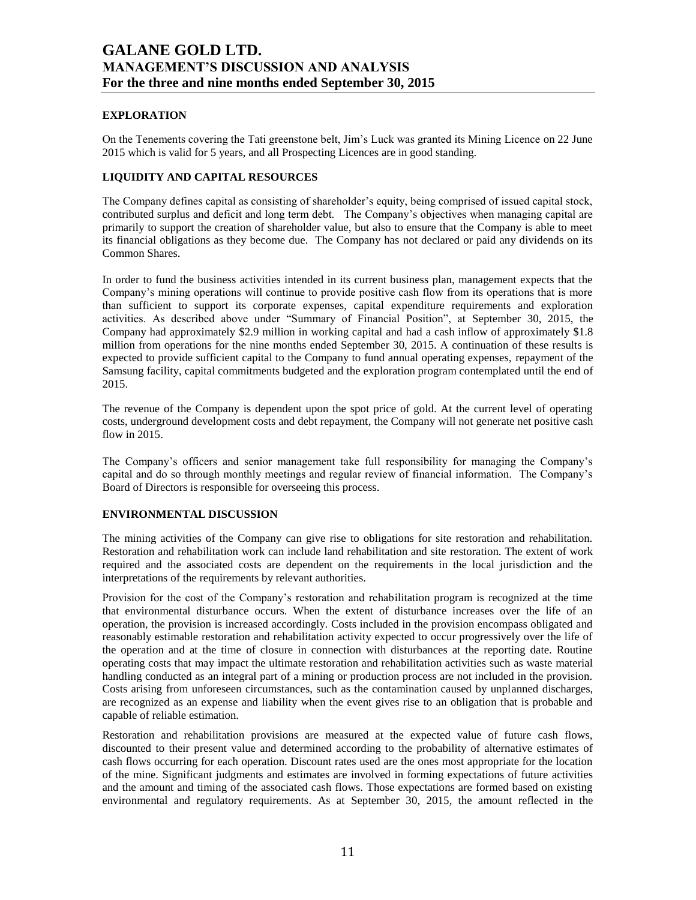## EXPLORATION

On the Tenements covering the Tati greenstone belt, Jim's Luck was granted its Mining Licence on 22 June 2015 which is valid for 5 years, and all Prospecting Licences are in good standing.

## LIQUIDITY AND CAPITAL RESOURCES

The Company defines capital as consisting of shareholder's equity, being comprised of issued capital stock, contributed surplus and deficit and long term debt. The Company's objectives when managing capital are primarily to support the creation of shareholder value, but also to ensure that the Company is able to meet its financial obligations as they become due. The Company has not declared or paid any dividends on its Common Shares.

In order to fund the business activities intended in its current business plan, management expects that the Company's mining operations will continue to provide positive cash flow from its operations that is more than sufficient to support its corporate expenses, capital expenditure requirements and exploration activities. As described above under "Summary of Financial Position", at September 30, 2015, the Company had approximately $2.9 million in working capital and had a cash inflow of approximately $1.8 million from operations for the nine months ended September 30, 2015. A continuation of these results is expected to provide sufficient capital to the Company to fund annual operating expenses, repayment of the Samsung facility, capital commitments budgeted and the exploration program contemplated until the end of 2015.

The revenue of the Company is dependent upon the spot price of gold. At the current level of operating costs, underground development costs and debt repayment, the Company will not generate net positive cash flow in 2015.

The Company's officers and senior management take full responsibility for managing the Company's capital and do so through monthly meetings and regular review of financial information. The Company's Board of Directors is responsible for overseeing this process.

## ENVIRONMENTAL DISCUSSION

The mining activities of the Company can give rise to obligations for site restoration and rehabilitation. Restoration and rehabilitation work can include land rehabilitation and site restoration. The extent of work required and the associated costs are dependent on the requirements in the local jurisdiction and the interpretations of the requirements by relevant authorities.

Provision for the cost of the Company's restoration and rehabilitation program is recognized at the time that environmental disturbance occurs. When the extent of disturbance increases over the life of an operation, the provision is increased accordingly. Costs included in the provision encompass obligated and reasonably estimable restoration and rehabilitation activity expected to occur progressively over the life of the operation and at the time of closure in connection with disturbances at the reporting date. Routine operating costs that may impact the ultimate restoration and rehabilitation activities such as waste material handling conducted as an integral part of a mining or production process are not included in the provision. Costs arising from unforeseen circumstances, such as the contamination caused by unplanned discharges, are recognized as an expense and liability when the event gives rise to an obligation that is probable and capable of reliable estimation.

Restoration and rehabilitation provisions are measured at the expected value of future cash flows, discounted to their present value and determined according to the probability of alternative estimates of cash flows occurring for each operation. Discount rates used are the ones most appropriate for the location of the mine. Significant judgments and estimates are involved in forming expectations of future activities and the amount and timing of the associated cash flows. Those expectations are formed based on existing environmental and regulatory requirements. As at September 30, 2015, the amount reflected in the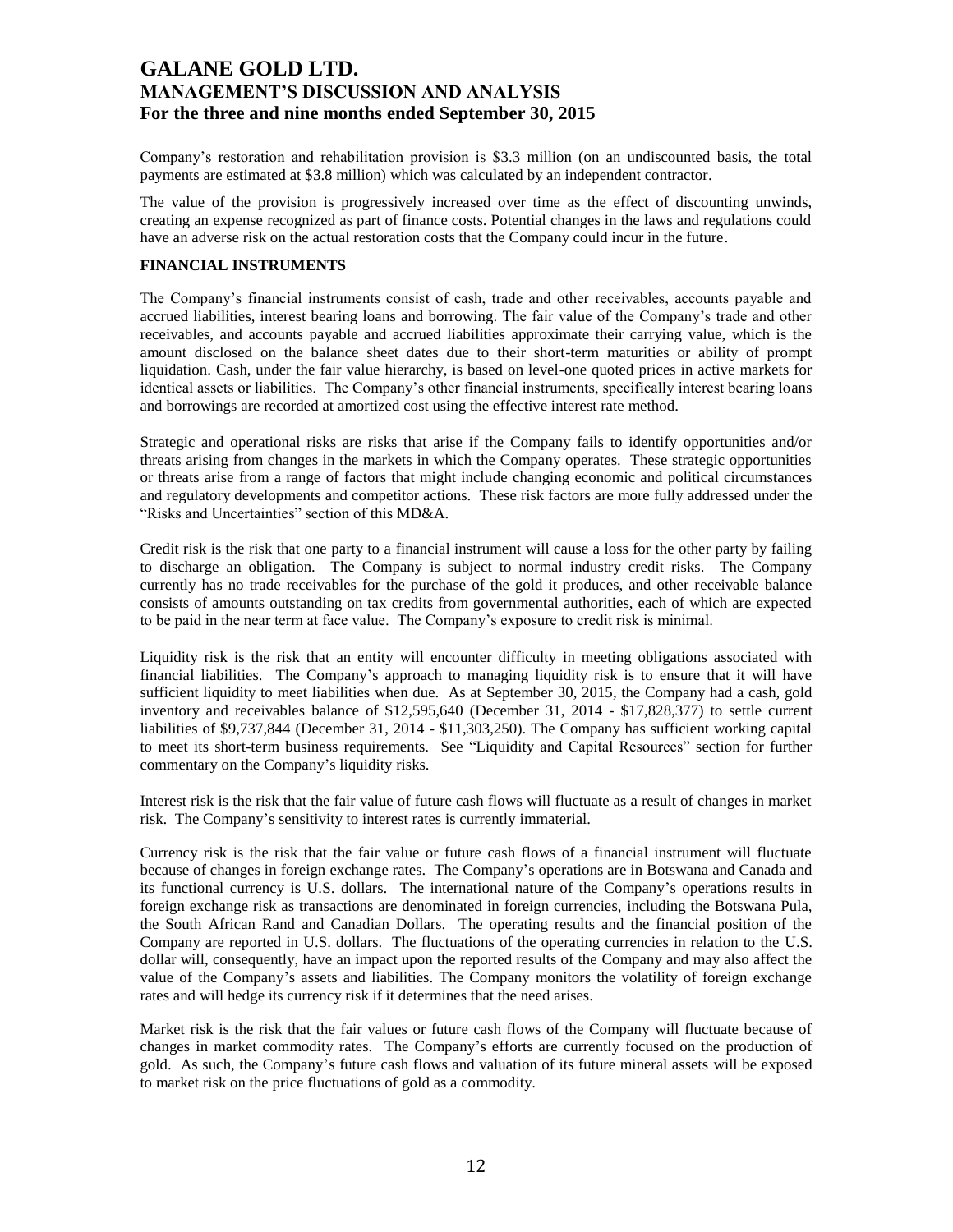Company's restoration and rehabilitation provision is $3.3 million (on an undiscounted basis, the total payments are estimated at $3.8 million) which was calculated by an independent contractor.

The value of the provision is progressively increased over time as the effect of discounting unwinds, creating an expense recognized as part of finance costs. Potential changes in the laws and regulations could have an adverse risk on the actual restoration costs that the Company could incur in the future.

**FINANCIAL INSTRUMENTS**

The Company's financial instruments consist of cash, trade and other receivables, accounts payable and accrued liabilities, interest bearing loans and borrowing. The fair value of the Company's trade and other receivables, and accounts payable and accrued liabilities approximate their carrying value, which is the amount disclosed on the balance sheet dates due to their short-term maturities or ability of prompt liquidation. Cash, under the fair value hierarchy, is based on level-one quoted prices in active markets for identical assets or liabilities. The Company's other financial instruments, specifically interest bearing loans and borrowings are recorded at amortized cost using the effective interest rate method.

Strategic and operational risks are risks that arise if the Company fails to identify opportunities and/or threats arising from changes in the markets in which the Company operates. These strategic opportunities or threats arise from a range of factors that might include changing economic and political circumstances and regulatory developments and competitor actions. These risk factors are more fully addressed under the "Risks and Uncertainties" section of this MD&A.

Credit risk is the risk that one party to a financial instrument will cause a loss for the other party by failing to discharge an obligation. The Company is subject to normal industry credit risks. The Company currently has no trade receivables for the purchase of the gold it produces, and other receivable balance consists of amounts outstanding on tax credits from governmental authorities, each of which are expected to be paid in the near term at face value. The Company's exposure to credit risk is minimal.

Liquidity risk is the risk that an entity will encounter difficulty in meeting obligations associated with financial liabilities. The Company's approach to managing liquidity risk is to ensure that it will have sufficient liquidity to meet liabilities when due. As at September 30, 2015, the Company had a cash, gold inventory and receivables balance of $12,595,640 (December 31, 2014 - $17,828,377) to settle current liabilities of $9,737,844 (December 31, 2014 - $11,303,250). The Company has sufficient working capital to meet its short-term business requirements. See "Liquidity and Capital Resources" section for further commentary on the Company's liquidity risks.

Interest risk is the risk that the fair value of future cash flows will fluctuate as a result of changes in market risk. The Company's sensitivity to interest rates is currently immaterial.

Currency risk is the risk that the fair value or future cash flows of a financial instrument will fluctuate because of changes in foreign exchange rates. The Company's operations are in Botswana and Canada and its functional currency is U.S. dollars. The international nature of the Company's operations results in foreign exchange risk as transactions are denominated in foreign currencies, including the Botswana Pula, the South African Rand and Canadian Dollars. The operating results and the financial position of the Company are reported in U.S. dollars. The fluctuations of the operating currencies in relation to the U.S. dollar will, consequently, have an impact upon the reported results of the Company and may also affect the value of the Company's assets and liabilities. The Company monitors the volatility of foreign exchange rates and will hedge its currency risk if it determines that the need arises.

Market risk is the risk that the fair values or future cash flows of the Company will fluctuate because of changes in market commodity rates. The Company's efforts are currently focused on the production of gold. As such, the Company's future cash flows and valuation of its future mineral assets will be exposed to market risk on the price fluctuations of gold as a commodity.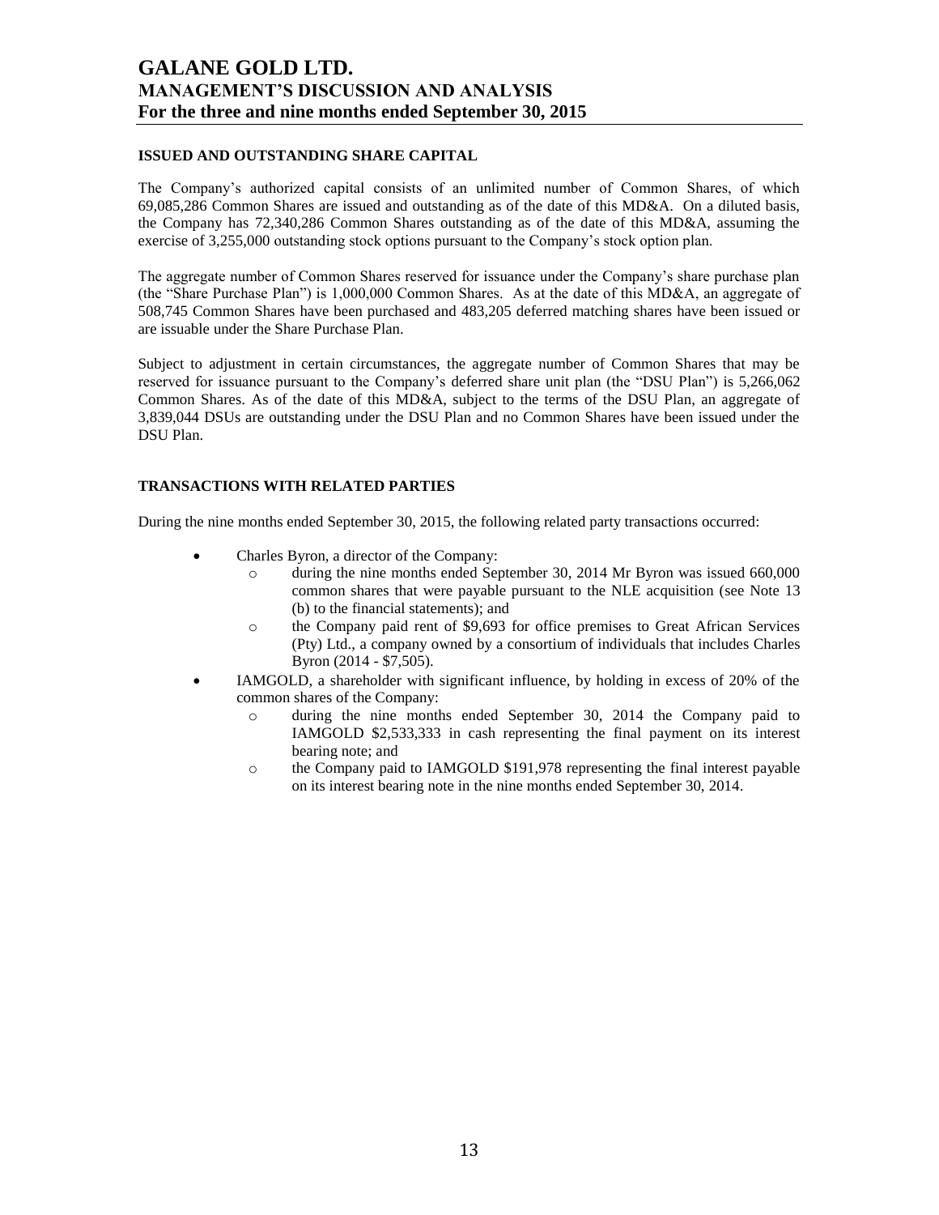## ISSUED AND OUTSTANDING SHARE CAPITAL

The Company's authorized capital consists of an unlimited number of Common Shares, of which 69,085,286 Common Shares are issued and outstanding as of the date of this MD&A. On a diluted basis, the Company has 72,340,286 Common Shares outstanding as of the date of this MD&A, assuming the exercise of 3,255,000 outstanding stock options pursuant to the Company's stock option plan.

The aggregate number of Common Shares reserved for issuance under the Company's share purchase plan (the "Share Purchase Plan") is 1,000,000 Common Shares. As at the date of this MD&A, an aggregate of 508,745 Common Shares have been purchased and 483,205 deferred matching shares have been issued or are issuable under the Share Purchase Plan.

Subject to adjustment in certain circumstances, the aggregate number of Common Shares that may be reserved for issuance pursuant to the Company's deferred share unit plan (the "DSU Plan") is 5,266,062 Common Shares. As of the date of this MD&A, subject to the terms of the DSU Plan, an aggregate of 3,839,044 DSUs are outstanding under the DSU Plan and no Common Shares have been issued under the DSU Plan.

## TRANSACTIONS WITH RELATED PARTIES

During the nine months ended September 30, 2015, the following related party transactions occurred:

- Charles Byron, a director of the Company:
  - during the nine months ended September 30, 2014 Mr Byron was issued 660,000 common shares that were payable pursuant to the NLE acquisition (see Note 13 (b) to the financial statements); and
  - the Company paid rent of $9,693 for office premises to Great African Services (Pty) Ltd., a company owned by a consortium of individuals that includes Charles Byron (2014 - $7,505).
- IAMGOLD, a shareholder with significant influence, by holding in excess of 20% of the common shares of the Company:
  - during the nine months ended September 30, 2014 the Company paid to IAMGOLD $2,533,333 in cash representing the final payment on its interest bearing note; and
  - the Company paid to IAMGOLD $191,978 representing the final interest payable on its interest bearing note in the nine months ended September 30, 2014.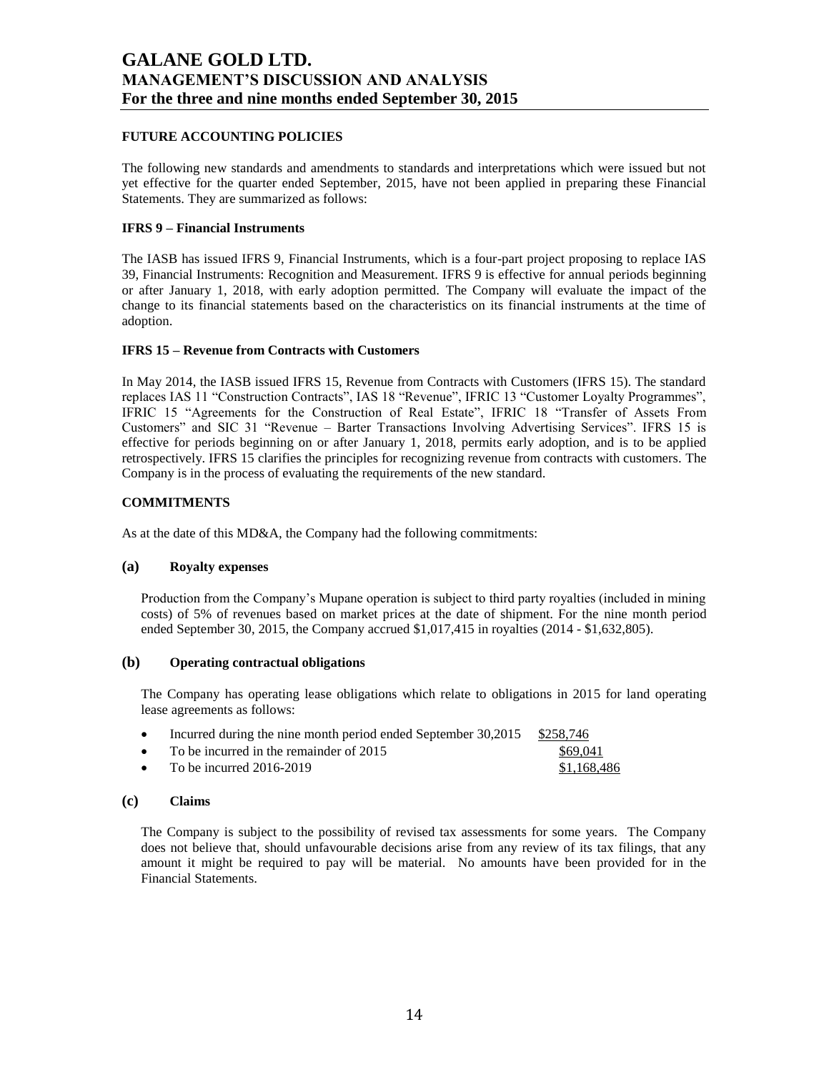## FUTURE ACCOUNTING POLICIES

The following new standards and amendments to standards and interpretations which were issued but not yet effective for the quarter ended September, 2015, have not been applied in preparing these Financial Statements. They are summarized as follows:

### IFRS 9 – Financial Instruments

The IASB has issued IFRS 9, Financial Instruments, which is a four-part project proposing to replace IAS 39, Financial Instruments: Recognition and Measurement. IFRS 9 is effective for annual periods beginning or after January 1, 2018, with early adoption permitted. The Company will evaluate the impact of the change to its financial statements based on the characteristics on its financial instruments at the time of adoption.

### IFRS 15 – Revenue from Contracts with Customers

In May 2014, the IASB issued IFRS 15, Revenue from Contracts with Customers (IFRS 15). The standard replaces IAS 11 "Construction Contracts", IAS 18 "Revenue", IFRIC 13 "Customer Loyalty Programmes", IFRIC 15 "Agreements for the Construction of Real Estate", IFRIC 18 "Transfer of Assets From Customers" and SIC 31 "Revenue – Barter Transactions Involving Advertising Services". IFRS 15 is effective for periods beginning on or after January 1, 2018, permits early adoption, and is to be applied retrospectively. IFRS 15 clarifies the principles for recognizing revenue from contracts with customers. The Company is in the process of evaluating the requirements of the new standard.

## COMMITMENTS

As at the date of this MD&A, the Company had the following commitments:

### (a) Royalty expenses

Production from the Company's Mupane operation is subject to third party royalties (included in mining costs) of 5% of revenues based on market prices at the date of shipment. For the nine month period ended September 30, 2015, the Company accrued \$1,017,415 in royalties (2014 - \$1,632,805).

### (b) Operating contractual obligations

The Company has operating lease obligations which relate to obligations in 2015 for land operating lease agreements as follows:

- Incurred during the nine month period ended September 30,2015 \$258,746
- To be incurred in the remainder of 2015 \$69,041
- To be incurred 2016-2019 \$1,168,486

### (c) Claims

The Company is subject to the possibility of revised tax assessments for some years. The Company does not believe that, should unfavourable decisions arise from any review of its tax filings, that any amount it might be required to pay will be material. No amounts have been provided for in the Financial Statements.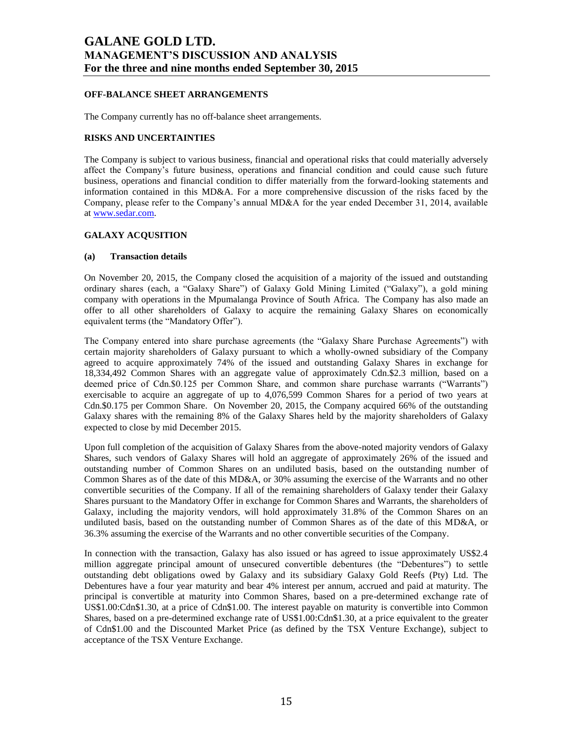## OFF-BALANCE SHEET ARRANGEMENTS

The Company currently has no off-balance sheet arrangements.

## RISKS AND UNCERTAINTIES

The Company is subject to various business, financial and operational risks that could materially adversely affect the Company's future business, operations and financial condition and could cause such future business, operations and financial condition to differ materially from the forward-looking statements and information contained in this MD&A. For a more comprehensive discussion of the risks faced by the Company, please refer to the Company's annual MD&A for the year ended December 31, 2014, available at www.sedar.com.

## GALAXY ACQUSITION

### (a) Transaction details

On November 20, 2015, the Company closed the acquisition of a majority of the issued and outstanding ordinary shares (each, a "Galaxy Share") of Galaxy Gold Mining Limited ("Galaxy"), a gold mining company with operations in the Mpumalanga Province of South Africa. The Company has also made an offer to all other shareholders of Galaxy to acquire the remaining Galaxy Shares on economically equivalent terms (the "Mandatory Offer").

The Company entered into share purchase agreements (the "Galaxy Share Purchase Agreements") with certain majority shareholders of Galaxy pursuant to which a wholly-owned subsidiary of the Company agreed to acquire approximately 74% of the issued and outstanding Galaxy Shares in exchange for 18,334,492 Common Shares with an aggregate value of approximately Cdn.$2.3 million, based on a deemed price of Cdn.$0.125 per Common Share, and common share purchase warrants ("Warrants") exercisable to acquire an aggregate of up to 4,076,599 Common Shares for a period of two years at Cdn.$0.175 per Common Share. On November 20, 2015, the Company acquired 66% of the outstanding Galaxy shares with the remaining 8% of the Galaxy Shares held by the majority shareholders of Galaxy expected to close by mid December 2015.

Upon full completion of the acquisition of Galaxy Shares from the above-noted majority vendors of Galaxy Shares, such vendors of Galaxy Shares will hold an aggregate of approximately 26% of the issued and outstanding number of Common Shares on an undiluted basis, based on the outstanding number of Common Shares as of the date of this MD&A, or 30% assuming the exercise of the Warrants and no other convertible securities of the Company. If all of the remaining shareholders of Galaxy tender their Galaxy Shares pursuant to the Mandatory Offer in exchange for Common Shares and Warrants, the shareholders of Galaxy, including the majority vendors, will hold approximately 31.8% of the Common Shares on an undiluted basis, based on the outstanding number of Common Shares as of the date of this MD&A, or 36.3% assuming the exercise of the Warrants and no other convertible securities of the Company.

In connection with the transaction, Galaxy has also issued or has agreed to issue approximately US$2.4 million aggregate principal amount of unsecured convertible debentures (the "Debentures") to settle outstanding debt obligations owed by Galaxy and its subsidiary Galaxy Gold Reefs (Pty) Ltd. The Debentures have a four year maturity and bear 4% interest per annum, accrued and paid at maturity. The principal is convertible at maturity into Common Shares, based on a pre-determined exchange rate of US$1.00:Cdn$1.30, at a price of Cdn$1.00. The interest payable on maturity is convertible into Common Shares, based on a pre-determined exchange rate of US$1.00:Cdn$1.30, at a price equivalent to the greater of Cdn$1.00 and the Discounted Market Price (as defined by the TSX Venture Exchange), subject to acceptance of the TSX Venture Exchange.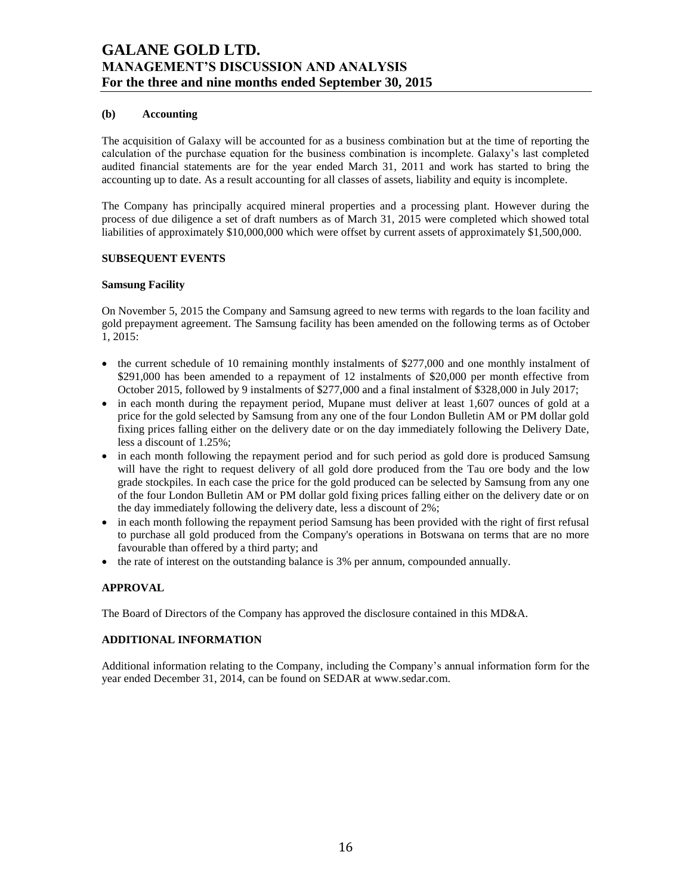#### (b) Accounting

The acquisition of Galaxy will be accounted for as a business combination but at the time of reporting the calculation of the purchase equation for the business combination is incomplete. Galaxy's last completed audited financial statements are for the year ended March 31, 2011 and work has started to bring the accounting up to date. As a result accounting for all classes of assets, liability and equity is incomplete.

The Company has principally acquired mineral properties and a processing plant. However during the process of due diligence a set of draft numbers as of March 31, 2015 were completed which showed total liabilities of approximately $10,000,000 which were offset by current assets of approximately $1,500,000.

## SUBSEQUENT EVENTS

### Samsung Facility

On November 5, 2015 the Company and Samsung agreed to new terms with regards to the loan facility and gold prepayment agreement. The Samsung facility has been amended on the following terms as of October 1, 2015:

- the current schedule of 10 remaining monthly instalments of $277,000 and one monthly instalment of $291,000 has been amended to a repayment of 12 instalments of $20,000 per month effective from October 2015, followed by 9 instalments of $277,000 and a final instalment of $328,000 in July 2017;
- in each month during the repayment period, Mupane must deliver at least 1,607 ounces of gold at a price for the gold selected by Samsung from any one of the four London Bulletin AM or PM dollar gold fixing prices falling either on the delivery date or on the day immediately following the Delivery Date, less a discount of 1.25%;
- in each month following the repayment period and for such period as gold dore is produced Samsung will have the right to request delivery of all gold dore produced from the Tau ore body and the low grade stockpiles. In each case the price for the gold produced can be selected by Samsung from any one of the four London Bulletin AM or PM dollar gold fixing prices falling either on the delivery date or on the day immediately following the delivery date, less a discount of 2%;
- in each month following the repayment period Samsung has been provided with the right of first refusal to purchase all gold produced from the Company's operations in Botswana on terms that are no more favourable than offered by a third party; and
- the rate of interest on the outstanding balance is 3% per annum, compounded annually.

## APPROVAL

The Board of Directors of the Company has approved the disclosure contained in this MD&A.

## ADDITIONAL INFORMATION

Additional information relating to the Company, including the Company's annual information form for the year ended December 31, 2014, can be found on SEDAR at www.sedar.com.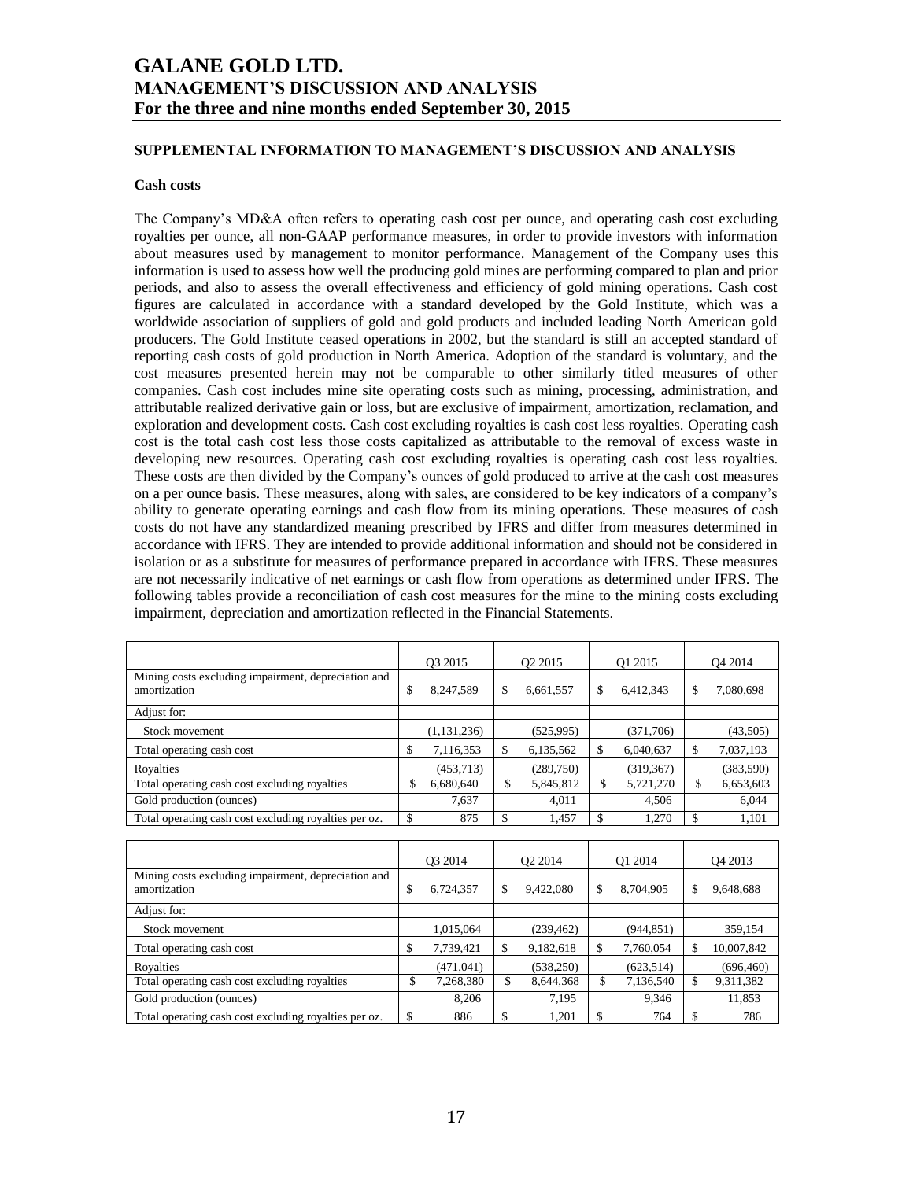## SUPPLEMENTAL INFORMATION TO MANAGEMENT'S DISCUSSION AND ANALYSIS

### Cash costs

The Company's MD&A often refers to operating cash cost per ounce, and operating cash cost excluding royalties per ounce, all non-GAAP performance measures, in order to provide investors with information about measures used by management to monitor performance. Management of the Company uses this information is used to assess how well the producing gold mines are performing compared to plan and prior periods, and also to assess the overall effectiveness and efficiency of gold mining operations. Cash cost figures are calculated in accordance with a standard developed by the Gold Institute, which was a worldwide association of suppliers of gold and gold products and included leading North American gold producers. The Gold Institute ceased operations in 2002, but the standard is still an accepted standard of reporting cash costs of gold production in North America. Adoption of the standard is voluntary, and the cost measures presented herein may not be comparable to other similarly titled measures of other companies. Cash cost includes mine site operating costs such as mining, processing, administration, and attributable realized derivative gain or loss, but are exclusive of impairment, amortization, reclamation, and exploration and development costs. Cash cost excluding royalties is cash cost less royalties. Operating cash cost is the total cash cost less those costs capitalized as attributable to the removal of excess waste in developing new resources. Operating cash cost excluding royalties is operating cash cost less royalties. These costs are then divided by the Company's ounces of gold produced to arrive at the cash cost measures on a per ounce basis. These measures, along with sales, are considered to be key indicators of a company's ability to generate operating earnings and cash flow from its mining operations. These measures of cash costs do not have any standardized meaning prescribed by IFRS and differ from measures determined in accordance with IFRS. They are intended to provide additional information and should not be considered in isolation or as a substitute for measures of performance prepared in accordance with IFRS. These measures are not necessarily indicative of net earnings or cash flow from operations as determined under IFRS. The following tables provide a reconciliation of cash cost measures for the mine to the mining costs excluding impairment, depreciation and amortization reflected in the Financial Statements.

| | Q3 2015 | Q2 2015 | Q1 2015 | Q4 2014 |
|---|---|---|---|---|
| Mining costs excluding impairment, depreciation and amortization | $ 8,247,589 | $ 6,661,557 | $ 6,412,343 | $ 7,080,698 |
| Adjust for: | | | | |
| Stock movement | (1,131,236) | (525,995) | (371,706) | (43,505) |
| Total operating cash cost | $ 7,116,353 | $ 6,135,562 | $ 6,040,637 | $ 7,037,193 |
| Royalties | (453,713) | (289,750) | (319,367) | (383,590) |
| Total operating cash cost excluding royalties | $ 6,680,640 | $ 5,845,812 | $ 5,721,270 | $ 6,653,603 |
| Gold production (ounces) | 7,637 | 4,011 | 4,506 | 6,044 |
| Total operating cash cost excluding royalties per oz. | $ 875 | $ 1,457 | $ 1,270 | $ 1,101 |

| | Q3 2014 | Q2 2014 | Q1 2014 | Q4 2013 |
|---|---|---|---|---|
| Mining costs excluding impairment, depreciation and amortization | $ 6,724,357 | $ 9,422,080 | $ 8,704,905 | $ 9,648,688 |
| Adjust for: | | | | |
| Stock movement | 1,015,064 | (239,462) | (944,851) | 359,154 |
| Total operating cash cost | $ 7,739,421 | $ 9,182,618 | $ 7,760,054 | $ 10,007,842 |
| Royalties | (471,041) | (538,250) | (623,514) | (696,460) |
| Total operating cash cost excluding royalties | $ 7,268,380 | $ 8,644,368 | $ 7,136,540 | $ 9,311,382 |
| Gold production (ounces) | 8,206 | 7,195 | 9,346 | 11,853 |
| Total operating cash cost excluding royalties per oz. | $ 886 | $ 1,201 | $ 764 | $ 786 |